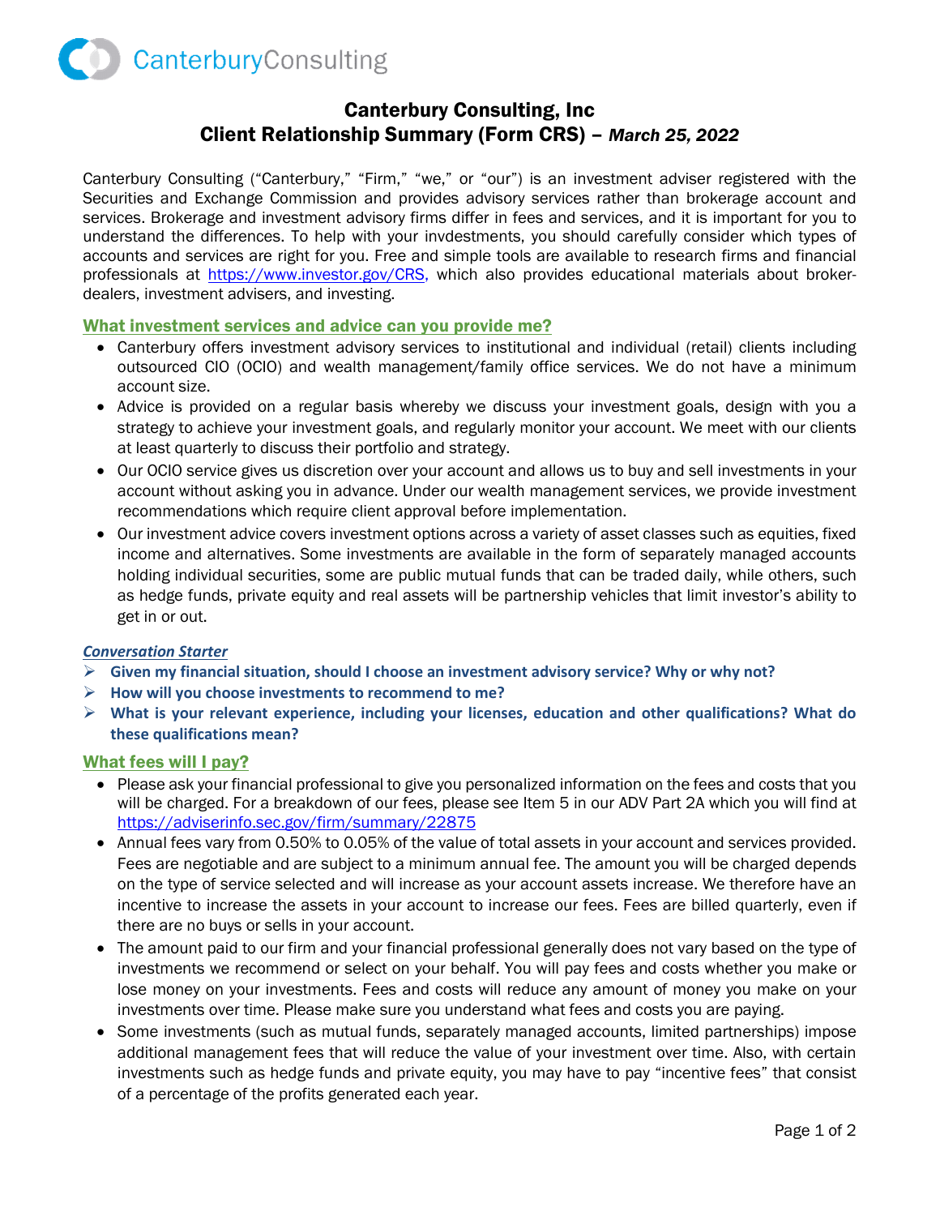CanterburyConsulting

# Canterbury Consulting, Inc
# Client Relationship Summary (Form CRS) – *March 25, 2022*

Canterbury Consulting ("Canterbury," "Firm," "we," or "our") is an investment adviser registered with the Securities and Exchange Commission and provides advisory services rather than brokerage account and services. Brokerage and investment advisory firms differ in fees and services, and it is important for you to understand the differences. To help with your invdestments, you should carefully consider which types of accounts and services are right for you. Free and simple tools are available to research firms and financial professionals at https://www.investor.gov/CRS, which also provides educational materials about broker-dealers, investment advisers, and investing.

## What investment services and advice can you provide me?

- Canterbury offers investment advisory services to institutional and individual (retail) clients including outsourced CIO (OCIO) and wealth management/family office services. We do not have a minimum account size.
- Advice is provided on a regular basis whereby we discuss your investment goals, design with you a strategy to achieve your investment goals, and regularly monitor your account. We meet with our clients at least quarterly to discuss their portfolio and strategy.
- Our OCIO service gives us discretion over your account and allows us to buy and sell investments in your account without asking you in advance. Under our wealth management services, we provide investment recommendations which require client approval before implementation.
- Our investment advice covers investment options across a variety of asset classes such as equities, fixed income and alternatives. Some investments are available in the form of separately managed accounts holding individual securities, some are public mutual funds that can be traded daily, while others, such as hedge funds, private equity and real assets will be partnership vehicles that limit investor's ability to get in or out.

***Conversation Starter***

- **Given my financial situation, should I choose an investment advisory service? Why or why not?**
- **How will you choose investments to recommend to me?**
- **What is your relevant experience, including your licenses, education and other qualifications? What do these qualifications mean?**

## What fees will I pay?

- Please ask your financial professional to give you personalized information on the fees and costs that you will be charged. For a breakdown of our fees, please see Item 5 in our ADV Part 2A which you will find at https://adviserinfo.sec.gov/firm/summary/22875
- Annual fees vary from 0.50% to 0.05% of the value of total assets in your account and services provided. Fees are negotiable and are subject to a minimum annual fee. The amount you will be charged depends on the type of service selected and will increase as your account assets increase. We therefore have an incentive to increase the assets in your account to increase our fees. Fees are billed quarterly, even if there are no buys or sells in your account.
- The amount paid to our firm and your financial professional generally does not vary based on the type of investments we recommend or select on your behalf. You will pay fees and costs whether you make or lose money on your investments. Fees and costs will reduce any amount of money you make on your investments over time. Please make sure you understand what fees and costs you are paying.
- Some investments (such as mutual funds, separately managed accounts, limited partnerships) impose additional management fees that will reduce the value of your investment over time. Also, with certain investments such as hedge funds and private equity, you may have to pay "incentive fees" that consist of a percentage of the profits generated each year.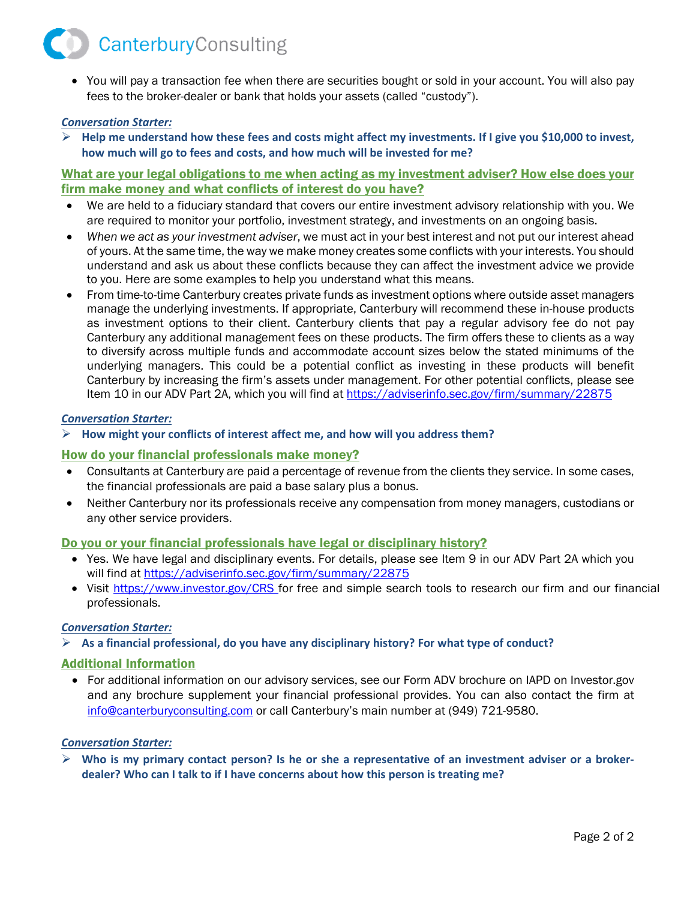- You will pay a transaction fee when there are securities bought or sold in your account. You will also pay fees to the broker-dealer or bank that holds your assets (called "custody").

***Conversation Starter:***

- **Help me understand how these fees and costs might affect my investments. If I give you $10,000 to invest, how much will go to fees and costs, and how much will be invested for me?**

## What are your legal obligations to me when acting as my investment adviser? How else does your firm make money and what conflicts of interest do you have?

- We are held to a fiduciary standard that covers our entire investment advisory relationship with you. We are required to monitor your portfolio, investment strategy, and investments on an ongoing basis.
- *When we act as your investment adviser*, we must act in your best interest and not put our interest ahead of yours. At the same time, the way we make money creates some conflicts with your interests. You should understand and ask us about these conflicts because they can affect the investment advice we provide to you. Here are some examples to help you understand what this means.
- From time-to-time Canterbury creates private funds as investment options where outside asset managers manage the underlying investments. If appropriate, Canterbury will recommend these in-house products as investment options to their client. Canterbury clients that pay a regular advisory fee do not pay Canterbury any additional management fees on these products. The firm offers these to clients as a way to diversify across multiple funds and accommodate account sizes below the stated minimums of the underlying managers. This could be a potential conflict as investing in these products will benefit Canterbury by increasing the firm's assets under management. For other potential conflicts, please see Item 10 in our ADV Part 2A, which you will find at https://adviserinfo.sec.gov/firm/summary/22875

***Conversation Starter:***

- **How might your conflicts of interest affect me, and how will you address them?**

## How do your financial professionals make money?

- Consultants at Canterbury are paid a percentage of revenue from the clients they service. In some cases, the financial professionals are paid a base salary plus a bonus.
- Neither Canterbury nor its professionals receive any compensation from money managers, custodians or any other service providers.

## Do you or your financial professionals have legal or disciplinary history?

- Yes. We have legal and disciplinary events. For details, please see Item 9 in our ADV Part 2A which you will find at https://adviserinfo.sec.gov/firm/summary/22875
- Visit https://www.investor.gov/CRS for free and simple search tools to research our firm and our financial professionals.

***Conversation Starter:***

- **As a financial professional, do you have any disciplinary history? For what type of conduct?**

## Additional Information

- For additional information on our advisory services, see our Form ADV brochure on IAPD on Investor.gov and any brochure supplement your financial professional provides. You can also contact the firm at info@canterburyconsulting.com or call Canterbury's main number at (949) 721-9580.

***Conversation Starter:***

- **Who is my primary contact person? Is he or she a representative of an investment adviser or a broker-dealer? Who can I talk to if I have concerns about how this person is treating me?**